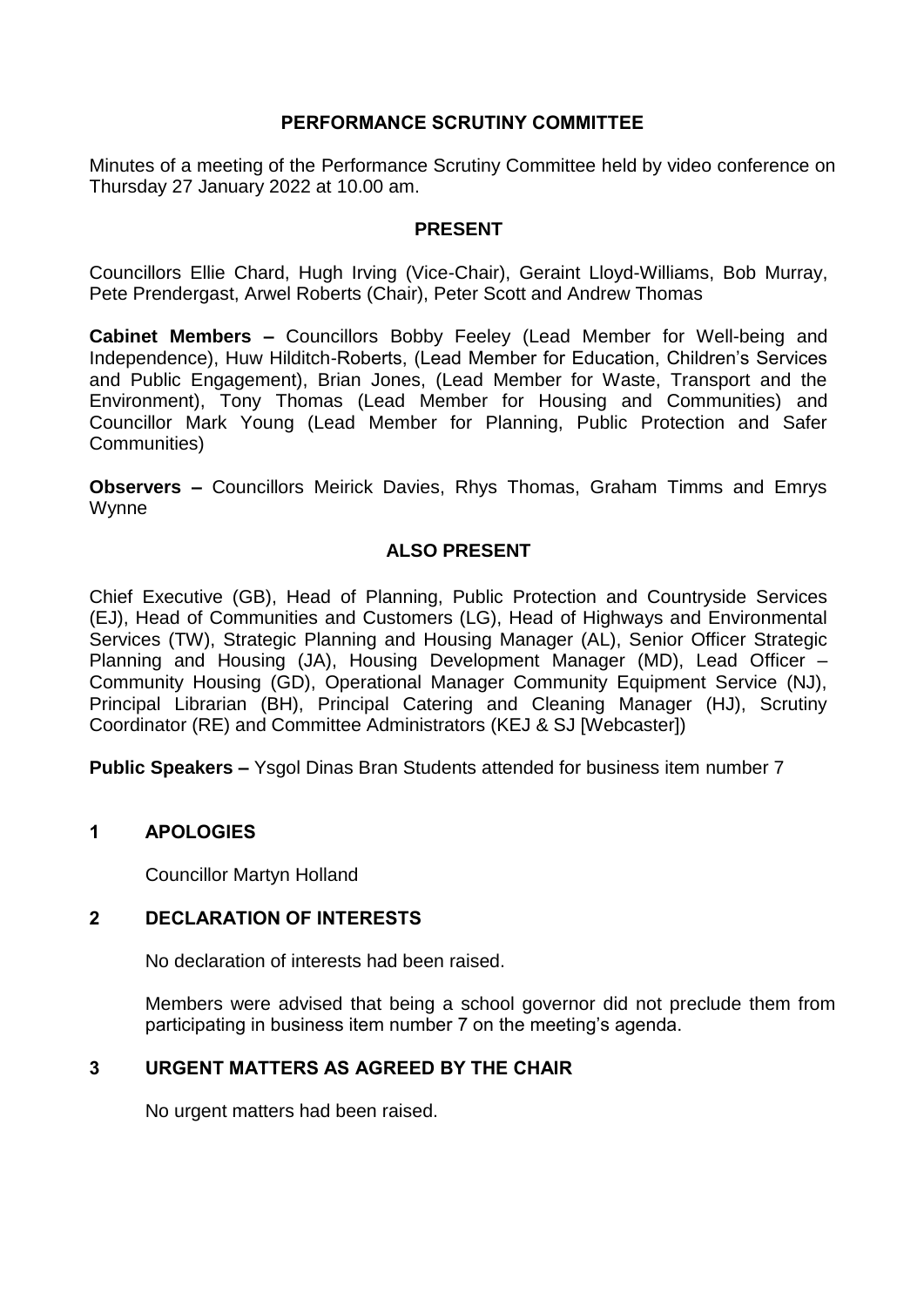# PERFORMANCE SCRUTINY COMMITTEE

Minutes of a meeting of the Performance Scrutiny Committee held by video conference on Thursday 27 January 2022 at 10.00 am.

## PRESENT

Councillors Ellie Chard, Hugh Irving (Vice-Chair), Geraint Lloyd-Williams, Bob Murray, Pete Prendergast, Arwel Roberts (Chair), Peter Scott and Andrew Thomas

**Cabinet Members –** Councillors Bobby Feeley (Lead Member for Well-being and Independence), Huw Hilditch-Roberts, (Lead Member for Education, Children's Services and Public Engagement), Brian Jones, (Lead Member for Waste, Transport and the Environment), Tony Thomas (Lead Member for Housing and Communities) and Councillor Mark Young (Lead Member for Planning, Public Protection and Safer Communities)

**Observers –** Councillors Meirick Davies, Rhys Thomas, Graham Timms and Emrys Wynne

## ALSO PRESENT

Chief Executive (GB), Head of Planning, Public Protection and Countryside Services (EJ), Head of Communities and Customers (LG), Head of Highways and Environmental Services (TW), Strategic Planning and Housing Manager (AL), Senior Officer Strategic Planning and Housing (JA), Housing Development Manager (MD), Lead Officer – Community Housing (GD), Operational Manager Community Equipment Service (NJ), Principal Librarian (BH), Principal Catering and Cleaning Manager (HJ), Scrutiny Coordinator (RE) and Committee Administrators (KEJ & SJ [Webcaster])

**Public Speakers –** Ysgol Dinas Bran Students attended for business item number 7

## 1 APOLOGIES

Councillor Martyn Holland

## 2 DECLARATION OF INTERESTS

No declaration of interests had been raised.

Members were advised that being a school governor did not preclude them from participating in business item number 7 on the meeting's agenda.

## 3 URGENT MATTERS AS AGREED BY THE CHAIR

No urgent matters had been raised.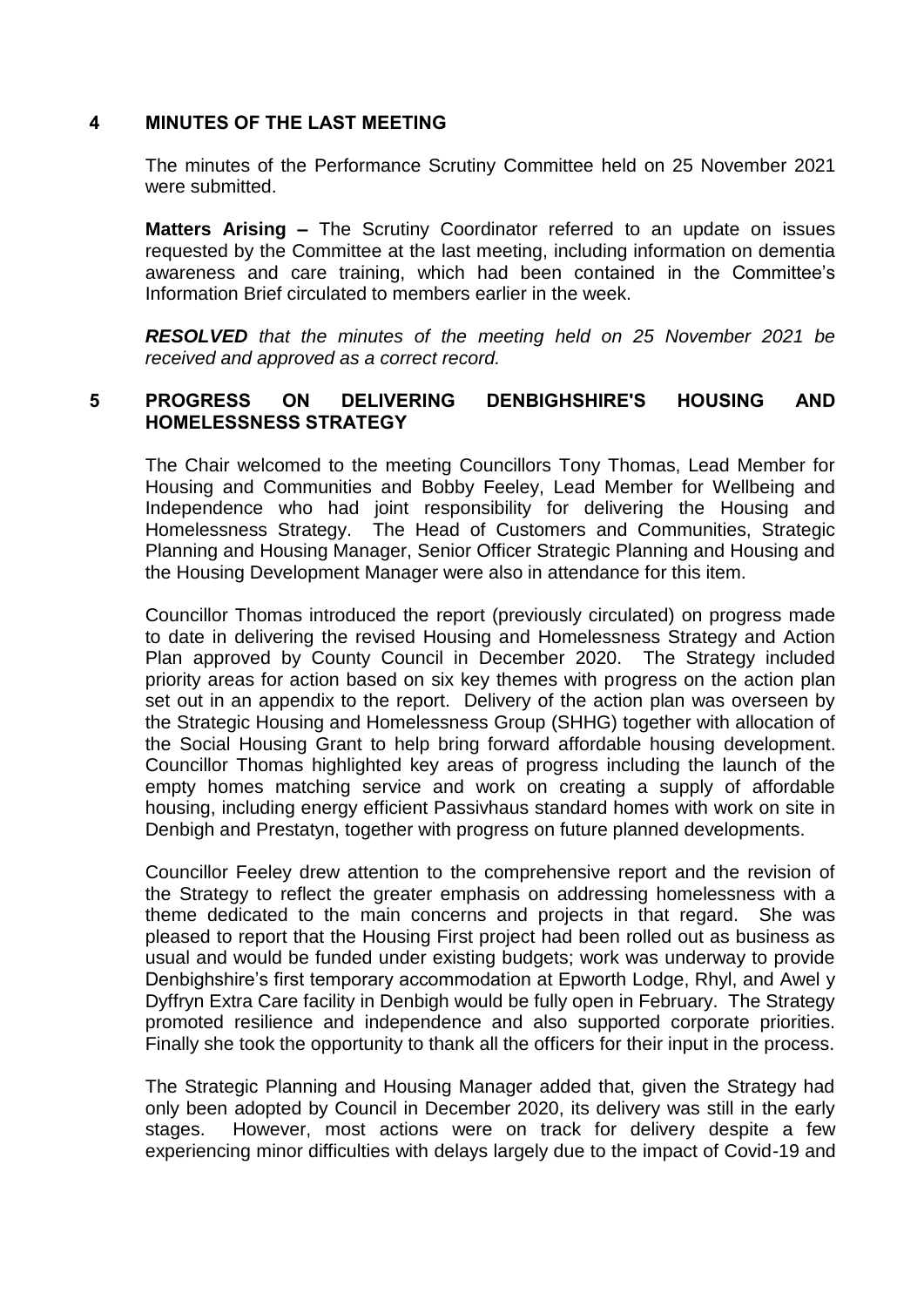## 4 MINUTES OF THE LAST MEETING

The minutes of the Performance Scrutiny Committee held on 25 November 2021 were submitted.

**Matters Arising –** The Scrutiny Coordinator referred to an update on issues requested by the Committee at the last meeting, including information on dementia awareness and care training, which had been contained in the Committee's Information Brief circulated to members earlier in the week.

***RESOLVED*** *that the minutes of the meeting held on 25 November 2021 be received and approved as a correct record.*

## 5 PROGRESS ON DELIVERING DENBIGHSHIRE'S HOUSING AND HOMELESSNESS STRATEGY

The Chair welcomed to the meeting Councillors Tony Thomas, Lead Member for Housing and Communities and Bobby Feeley, Lead Member for Wellbeing and Independence who had joint responsibility for delivering the Housing and Homelessness Strategy. The Head of Customers and Communities, Strategic Planning and Housing Manager, Senior Officer Strategic Planning and Housing and the Housing Development Manager were also in attendance for this item.

Councillor Thomas introduced the report (previously circulated) on progress made to date in delivering the revised Housing and Homelessness Strategy and Action Plan approved by County Council in December 2020. The Strategy included priority areas for action based on six key themes with progress on the action plan set out in an appendix to the report. Delivery of the action plan was overseen by the Strategic Housing and Homelessness Group (SHHG) together with allocation of the Social Housing Grant to help bring forward affordable housing development. Councillor Thomas highlighted key areas of progress including the launch of the empty homes matching service and work on creating a supply of affordable housing, including energy efficient Passivhaus standard homes with work on site in Denbigh and Prestatyn, together with progress on future planned developments.

Councillor Feeley drew attention to the comprehensive report and the revision of the Strategy to reflect the greater emphasis on addressing homelessness with a theme dedicated to the main concerns and projects in that regard. She was pleased to report that the Housing First project had been rolled out as business as usual and would be funded under existing budgets; work was underway to provide Denbighshire's first temporary accommodation at Epworth Lodge, Rhyl, and Awel y Dyffryn Extra Care facility in Denbigh would be fully open in February. The Strategy promoted resilience and independence and also supported corporate priorities. Finally she took the opportunity to thank all the officers for their input in the process.

The Strategic Planning and Housing Manager added that, given the Strategy had only been adopted by Council in December 2020, its delivery was still in the early stages. However, most actions were on track for delivery despite a few experiencing minor difficulties with delays largely due to the impact of Covid-19 and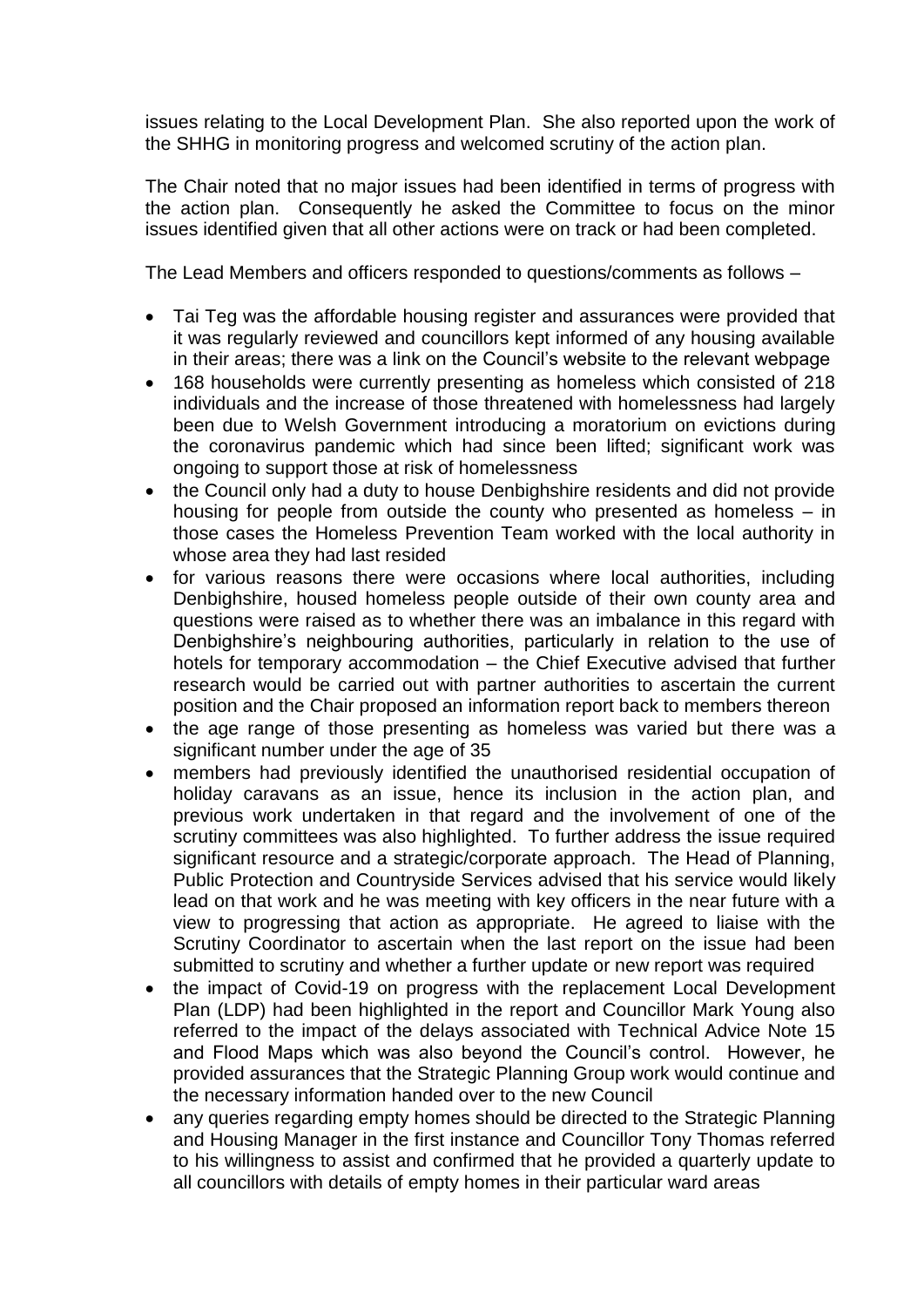issues relating to the Local Development Plan. She also reported upon the work of the SHHG in monitoring progress and welcomed scrutiny of the action plan.

The Chair noted that no major issues had been identified in terms of progress with the action plan. Consequently he asked the Committee to focus on the minor issues identified given that all other actions were on track or had been completed.

The Lead Members and officers responded to questions/comments as follows –

- Tai Teg was the affordable housing register and assurances were provided that it was regularly reviewed and councillors kept informed of any housing available in their areas; there was a link on the Council's website to the relevant webpage
- 168 households were currently presenting as homeless which consisted of 218 individuals and the increase of those threatened with homelessness had largely been due to Welsh Government introducing a moratorium on evictions during the coronavirus pandemic which had since been lifted; significant work was ongoing to support those at risk of homelessness
- the Council only had a duty to house Denbighshire residents and did not provide housing for people from outside the county who presented as homeless – in those cases the Homeless Prevention Team worked with the local authority in whose area they had last resided
- for various reasons there were occasions where local authorities, including Denbighshire, housed homeless people outside of their own county area and questions were raised as to whether there was an imbalance in this regard with Denbighshire's neighbouring authorities, particularly in relation to the use of hotels for temporary accommodation – the Chief Executive advised that further research would be carried out with partner authorities to ascertain the current position and the Chair proposed an information report back to members thereon
- the age range of those presenting as homeless was varied but there was a significant number under the age of 35
- members had previously identified the unauthorised residential occupation of holiday caravans as an issue, hence its inclusion in the action plan, and previous work undertaken in that regard and the involvement of one of the scrutiny committees was also highlighted. To further address the issue required significant resource and a strategic/corporate approach. The Head of Planning, Public Protection and Countryside Services advised that his service would likely lead on that work and he was meeting with key officers in the near future with a view to progressing that action as appropriate. He agreed to liaise with the Scrutiny Coordinator to ascertain when the last report on the issue had been submitted to scrutiny and whether a further update or new report was required
- the impact of Covid-19 on progress with the replacement Local Development Plan (LDP) had been highlighted in the report and Councillor Mark Young also referred to the impact of the delays associated with Technical Advice Note 15 and Flood Maps which was also beyond the Council's control. However, he provided assurances that the Strategic Planning Group work would continue and the necessary information handed over to the new Council
- any queries regarding empty homes should be directed to the Strategic Planning and Housing Manager in the first instance and Councillor Tony Thomas referred to his willingness to assist and confirmed that he provided a quarterly update to all councillors with details of empty homes in their particular ward areas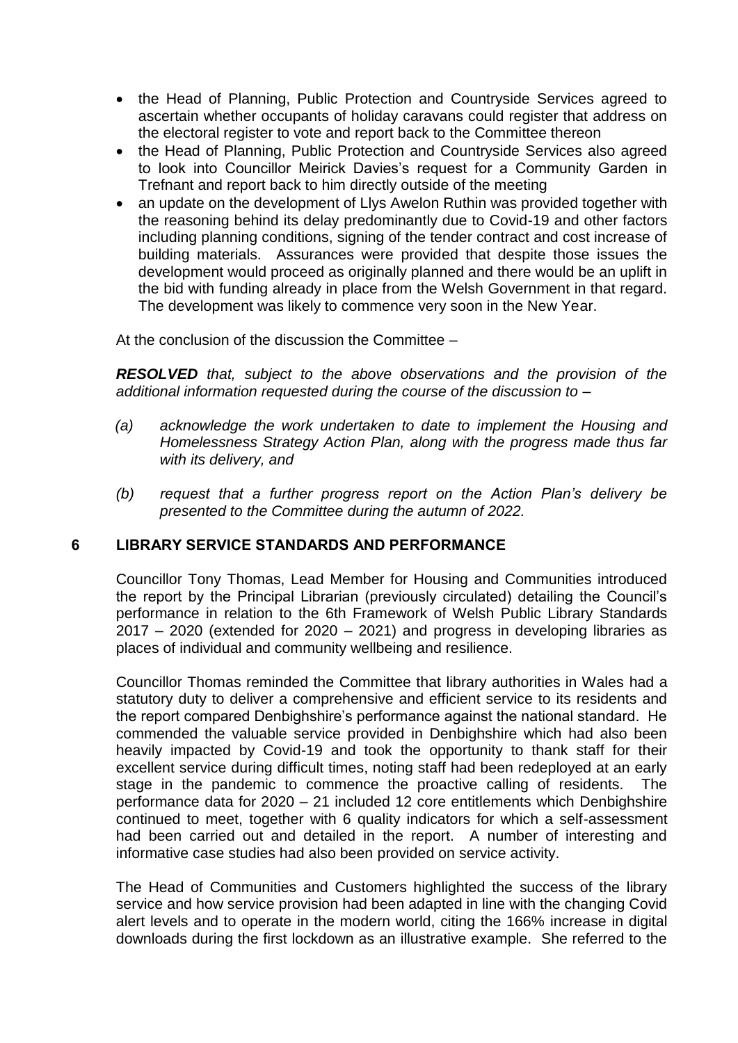- the Head of Planning, Public Protection and Countryside Services agreed to ascertain whether occupants of holiday caravans could register that address on the electoral register to vote and report back to the Committee thereon
- the Head of Planning, Public Protection and Countryside Services also agreed to look into Councillor Meirick Davies's request for a Community Garden in Trefnant and report back to him directly outside of the meeting
- an update on the development of Llys Awelon Ruthin was provided together with the reasoning behind its delay predominantly due to Covid-19 and other factors including planning conditions, signing of the tender contract and cost increase of building materials. Assurances were provided that despite those issues the development would proceed as originally planned and there would be an uplift in the bid with funding already in place from the Welsh Government in that regard. The development was likely to commence very soon in the New Year.

At the conclusion of the discussion the Committee –

***RESOLVED*** *that, subject to the above observations and the provision of the additional information requested during the course of the discussion to –*

*(a) acknowledge the work undertaken to date to implement the Housing and Homelessness Strategy Action Plan, along with the progress made thus far with its delivery, and*

*(b) request that a further progress report on the Action Plan's delivery be presented to the Committee during the autumn of 2022.*

## 6 LIBRARY SERVICE STANDARDS AND PERFORMANCE

Councillor Tony Thomas, Lead Member for Housing and Communities introduced the report by the Principal Librarian (previously circulated) detailing the Council's performance in relation to the 6th Framework of Welsh Public Library Standards 2017 – 2020 (extended for 2020 – 2021) and progress in developing libraries as places of individual and community wellbeing and resilience.

Councillor Thomas reminded the Committee that library authorities in Wales had a statutory duty to deliver a comprehensive and efficient service to its residents and the report compared Denbighshire's performance against the national standard. He commended the valuable service provided in Denbighshire which had also been heavily impacted by Covid-19 and took the opportunity to thank staff for their excellent service during difficult times, noting staff had been redeployed at an early stage in the pandemic to commence the proactive calling of residents. The performance data for 2020 – 21 included 12 core entitlements which Denbighshire continued to meet, together with 6 quality indicators for which a self-assessment had been carried out and detailed in the report. A number of interesting and informative case studies had also been provided on service activity.

The Head of Communities and Customers highlighted the success of the library service and how service provision had been adapted in line with the changing Covid alert levels and to operate in the modern world, citing the 166% increase in digital downloads during the first lockdown as an illustrative example. She referred to the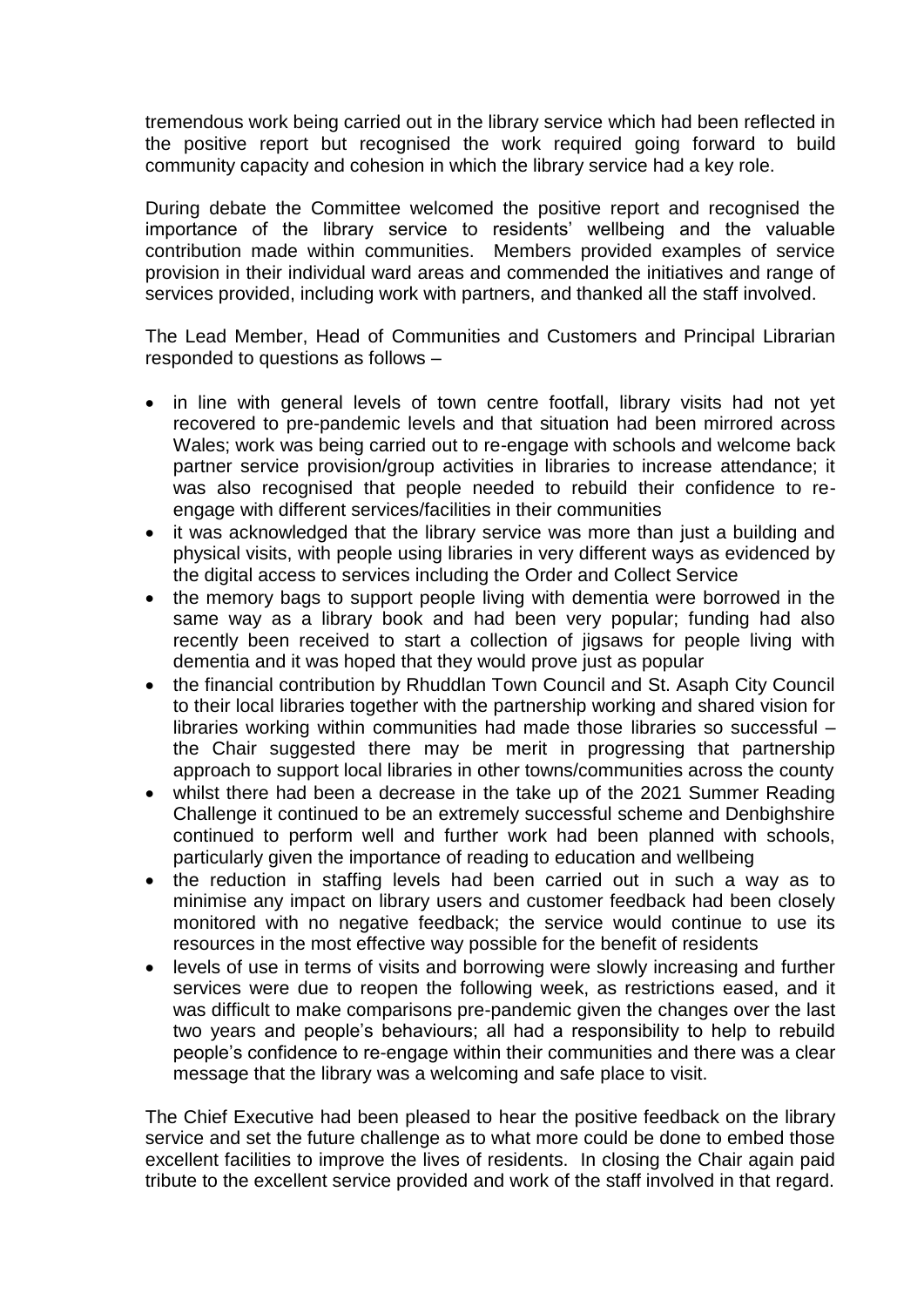tremendous work being carried out in the library service which had been reflected in the positive report but recognised the work required going forward to build community capacity and cohesion in which the library service had a key role.

During debate the Committee welcomed the positive report and recognised the importance of the library service to residents' wellbeing and the valuable contribution made within communities. Members provided examples of service provision in their individual ward areas and commended the initiatives and range of services provided, including work with partners, and thanked all the staff involved.

The Lead Member, Head of Communities and Customers and Principal Librarian responded to questions as follows –

- in line with general levels of town centre footfall, library visits had not yet recovered to pre-pandemic levels and that situation had been mirrored across Wales; work was being carried out to re-engage with schools and welcome back partner service provision/group activities in libraries to increase attendance; it was also recognised that people needed to rebuild their confidence to re-engage with different services/facilities in their communities
- it was acknowledged that the library service was more than just a building and physical visits, with people using libraries in very different ways as evidenced by the digital access to services including the Order and Collect Service
- the memory bags to support people living with dementia were borrowed in the same way as a library book and had been very popular; funding had also recently been received to start a collection of jigsaws for people living with dementia and it was hoped that they would prove just as popular
- the financial contribution by Rhuddlan Town Council and St. Asaph City Council to their local libraries together with the partnership working and shared vision for libraries working within communities had made those libraries so successful – the Chair suggested there may be merit in progressing that partnership approach to support local libraries in other towns/communities across the county
- whilst there had been a decrease in the take up of the 2021 Summer Reading Challenge it continued to be an extremely successful scheme and Denbighshire continued to perform well and further work had been planned with schools, particularly given the importance of reading to education and wellbeing
- the reduction in staffing levels had been carried out in such a way as to minimise any impact on library users and customer feedback had been closely monitored with no negative feedback; the service would continue to use its resources in the most effective way possible for the benefit of residents
- levels of use in terms of visits and borrowing were slowly increasing and further services were due to reopen the following week, as restrictions eased, and it was difficult to make comparisons pre-pandemic given the changes over the last two years and people's behaviours; all had a responsibility to help to rebuild people's confidence to re-engage within their communities and there was a clear message that the library was a welcoming and safe place to visit.

The Chief Executive had been pleased to hear the positive feedback on the library service and set the future challenge as to what more could be done to embed those excellent facilities to improve the lives of residents. In closing the Chair again paid tribute to the excellent service provided and work of the staff involved in that regard.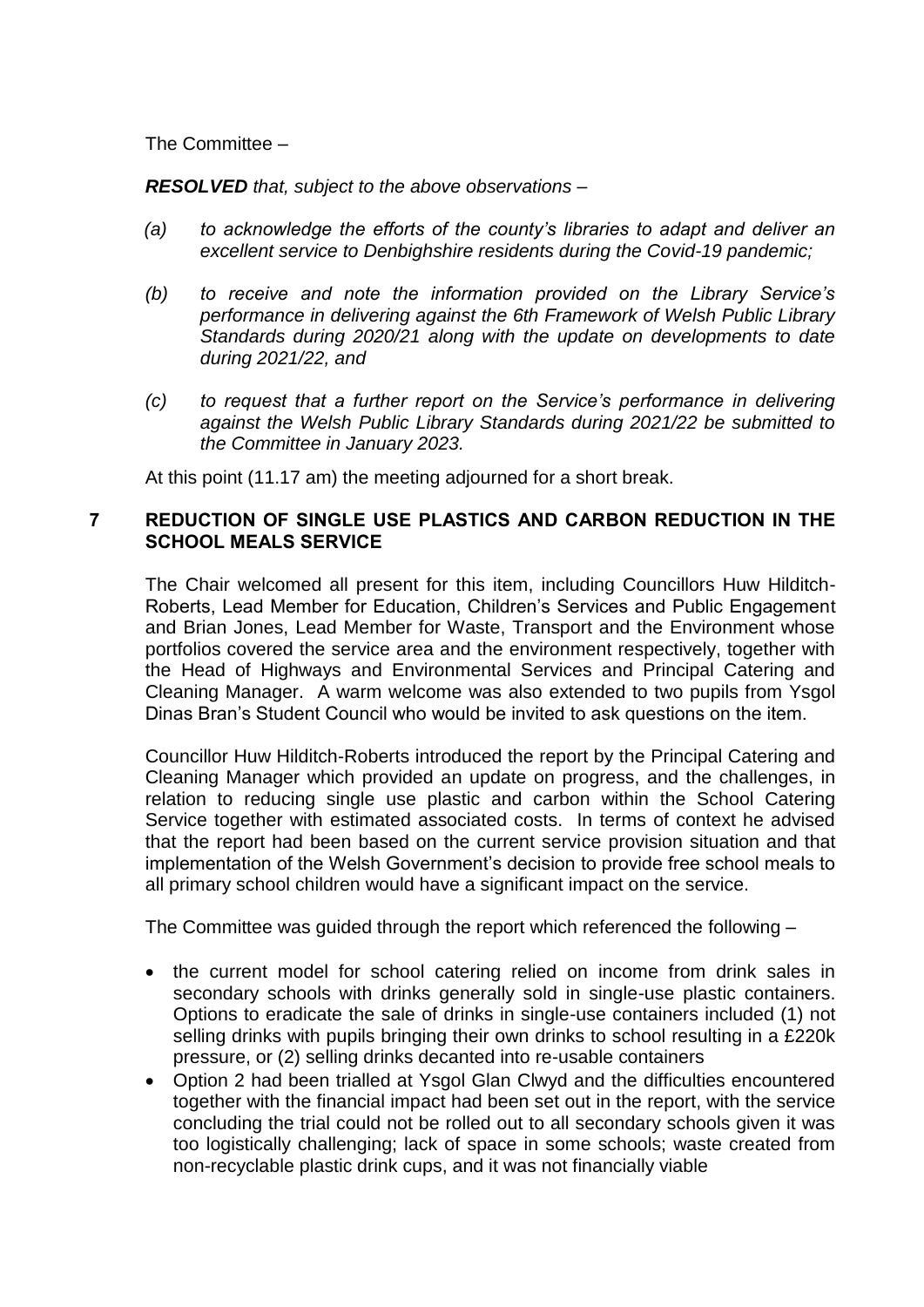The Committee –

***RESOLVED*** *that, subject to the above observations –*

*(a) to acknowledge the efforts of the county's libraries to adapt and deliver an excellent service to Denbighshire residents during the Covid-19 pandemic;*

*(b) to receive and note the information provided on the Library Service's performance in delivering against the 6th Framework of Welsh Public Library Standards during 2020/21 along with the update on developments to date during 2021/22, and*

*(c) to request that a further report on the Service's performance in delivering against the Welsh Public Library Standards during 2021/22 be submitted to the Committee in January 2023.*

At this point (11.17 am) the meeting adjourned for a short break.

## 7 REDUCTION OF SINGLE USE PLASTICS AND CARBON REDUCTION IN THE SCHOOL MEALS SERVICE

The Chair welcomed all present for this item, including Councillors Huw Hilditch-Roberts, Lead Member for Education, Children's Services and Public Engagement and Brian Jones, Lead Member for Waste, Transport and the Environment whose portfolios covered the service area and the environment respectively, together with the Head of Highways and Environmental Services and Principal Catering and Cleaning Manager. A warm welcome was also extended to two pupils from Ysgol Dinas Bran's Student Council who would be invited to ask questions on the item.

Councillor Huw Hilditch-Roberts introduced the report by the Principal Catering and Cleaning Manager which provided an update on progress, and the challenges, in relation to reducing single use plastic and carbon within the School Catering Service together with estimated associated costs. In terms of context he advised that the report had been based on the current service provision situation and that implementation of the Welsh Government's decision to provide free school meals to all primary school children would have a significant impact on the service.

The Committee was guided through the report which referenced the following –

- the current model for school catering relied on income from drink sales in secondary schools with drinks generally sold in single-use plastic containers. Options to eradicate the sale of drinks in single-use containers included (1) not selling drinks with pupils bringing their own drinks to school resulting in a £220k pressure, or (2) selling drinks decanted into re-usable containers
- Option 2 had been trialled at Ysgol Glan Clwyd and the difficulties encountered together with the financial impact had been set out in the report, with the service concluding the trial could not be rolled out to all secondary schools given it was too logistically challenging; lack of space in some schools; waste created from non-recyclable plastic drink cups, and it was not financially viable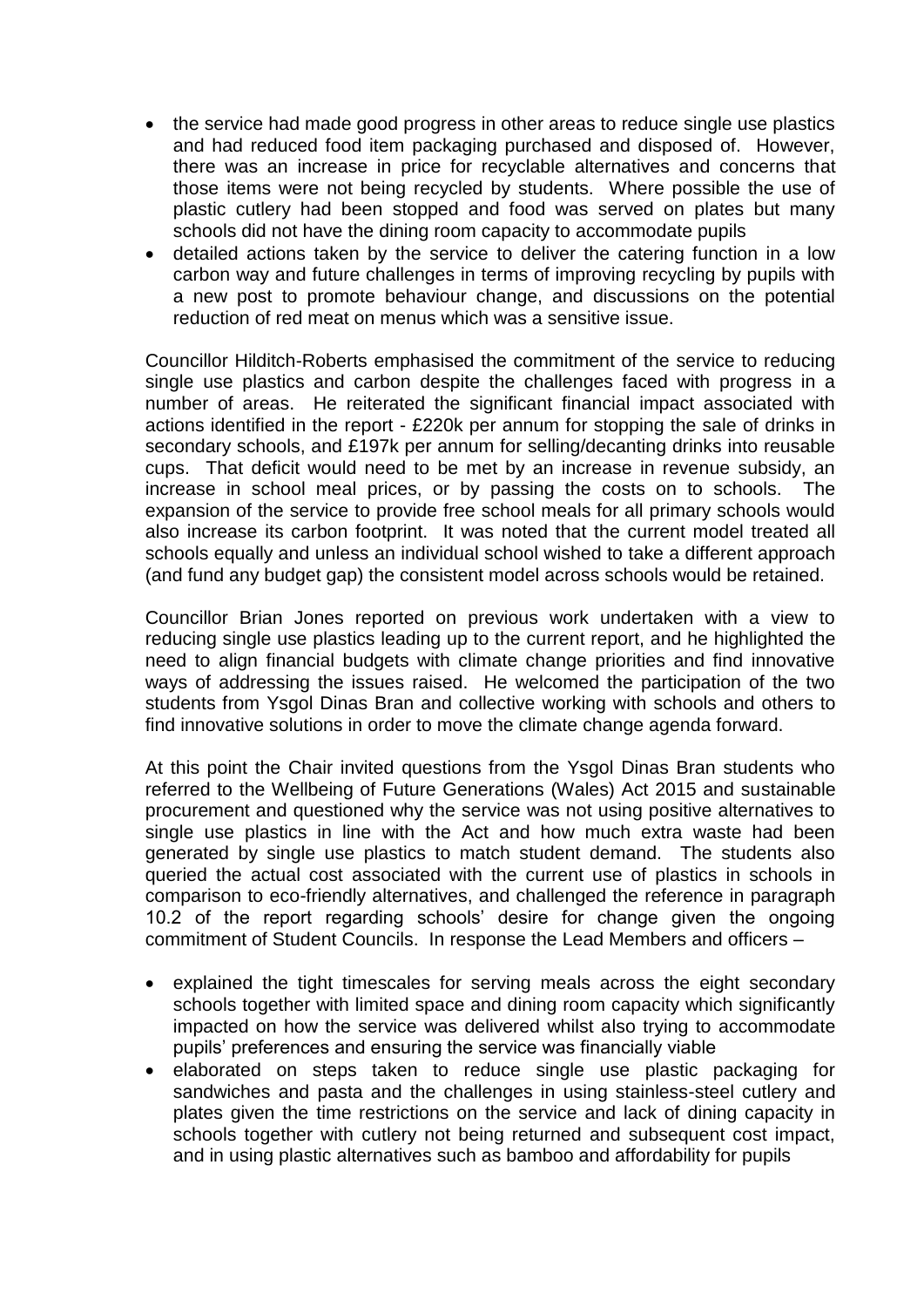- the service had made good progress in other areas to reduce single use plastics and had reduced food item packaging purchased and disposed of. However, there was an increase in price for recyclable alternatives and concerns that those items were not being recycled by students. Where possible the use of plastic cutlery had been stopped and food was served on plates but many schools did not have the dining room capacity to accommodate pupils
- detailed actions taken by the service to deliver the catering function in a low carbon way and future challenges in terms of improving recycling by pupils with a new post to promote behaviour change, and discussions on the potential reduction of red meat on menus which was a sensitive issue.

Councillor Hilditch-Roberts emphasised the commitment of the service to reducing single use plastics and carbon despite the challenges faced with progress in a number of areas. He reiterated the significant financial impact associated with actions identified in the report - £220k per annum for stopping the sale of drinks in secondary schools, and £197k per annum for selling/decanting drinks into reusable cups. That deficit would need to be met by an increase in revenue subsidy, an increase in school meal prices, or by passing the costs on to schools. The expansion of the service to provide free school meals for all primary schools would also increase its carbon footprint. It was noted that the current model treated all schools equally and unless an individual school wished to take a different approach (and fund any budget gap) the consistent model across schools would be retained.

Councillor Brian Jones reported on previous work undertaken with a view to reducing single use plastics leading up to the current report, and he highlighted the need to align financial budgets with climate change priorities and find innovative ways of addressing the issues raised. He welcomed the participation of the two students from Ysgol Dinas Bran and collective working with schools and others to find innovative solutions in order to move the climate change agenda forward.

At this point the Chair invited questions from the Ysgol Dinas Bran students who referred to the Wellbeing of Future Generations (Wales) Act 2015 and sustainable procurement and questioned why the service was not using positive alternatives to single use plastics in line with the Act and how much extra waste had been generated by single use plastics to match student demand. The students also queried the actual cost associated with the current use of plastics in schools in comparison to eco-friendly alternatives, and challenged the reference in paragraph 10.2 of the report regarding schools' desire for change given the ongoing commitment of Student Councils. In response the Lead Members and officers –

- explained the tight timescales for serving meals across the eight secondary schools together with limited space and dining room capacity which significantly impacted on how the service was delivered whilst also trying to accommodate pupils' preferences and ensuring the service was financially viable
- elaborated on steps taken to reduce single use plastic packaging for sandwiches and pasta and the challenges in using stainless-steel cutlery and plates given the time restrictions on the service and lack of dining capacity in schools together with cutlery not being returned and subsequent cost impact, and in using plastic alternatives such as bamboo and affordability for pupils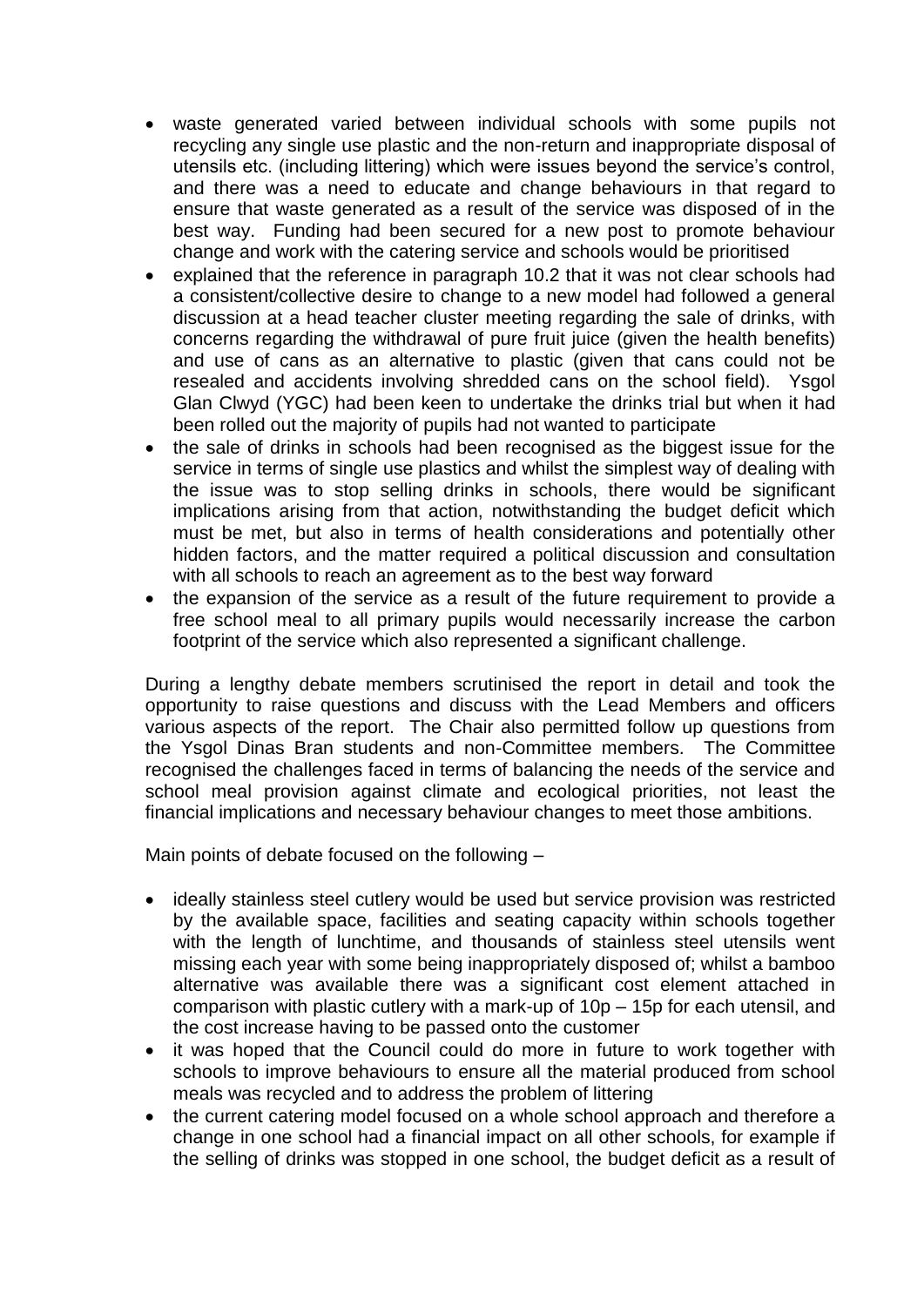- waste generated varied between individual schools with some pupils not recycling any single use plastic and the non-return and inappropriate disposal of utensils etc. (including littering) which were issues beyond the service's control, and there was a need to educate and change behaviours in that regard to ensure that waste generated as a result of the service was disposed of in the best way. Funding had been secured for a new post to promote behaviour change and work with the catering service and schools would be prioritised
- explained that the reference in paragraph 10.2 that it was not clear schools had a consistent/collective desire to change to a new model had followed a general discussion at a head teacher cluster meeting regarding the sale of drinks, with concerns regarding the withdrawal of pure fruit juice (given the health benefits) and use of cans as an alternative to plastic (given that cans could not be resealed and accidents involving shredded cans on the school field). Ysgol Glan Clwyd (YGC) had been keen to undertake the drinks trial but when it had been rolled out the majority of pupils had not wanted to participate
- the sale of drinks in schools had been recognised as the biggest issue for the service in terms of single use plastics and whilst the simplest way of dealing with the issue was to stop selling drinks in schools, there would be significant implications arising from that action, notwithstanding the budget deficit which must be met, but also in terms of health considerations and potentially other hidden factors, and the matter required a political discussion and consultation with all schools to reach an agreement as to the best way forward
- the expansion of the service as a result of the future requirement to provide a free school meal to all primary pupils would necessarily increase the carbon footprint of the service which also represented a significant challenge.

During a lengthy debate members scrutinised the report in detail and took the opportunity to raise questions and discuss with the Lead Members and officers various aspects of the report. The Chair also permitted follow up questions from the Ysgol Dinas Bran students and non-Committee members. The Committee recognised the challenges faced in terms of balancing the needs of the service and school meal provision against climate and ecological priorities, not least the financial implications and necessary behaviour changes to meet those ambitions.

Main points of debate focused on the following –

- ideally stainless steel cutlery would be used but service provision was restricted by the available space, facilities and seating capacity within schools together with the length of lunchtime, and thousands of stainless steel utensils went missing each year with some being inappropriately disposed of; whilst a bamboo alternative was available there was a significant cost element attached in comparison with plastic cutlery with a mark-up of 10p – 15p for each utensil, and the cost increase having to be passed onto the customer
- it was hoped that the Council could do more in future to work together with schools to improve behaviours to ensure all the material produced from school meals was recycled and to address the problem of littering
- the current catering model focused on a whole school approach and therefore a change in one school had a financial impact on all other schools, for example if the selling of drinks was stopped in one school, the budget deficit as a result of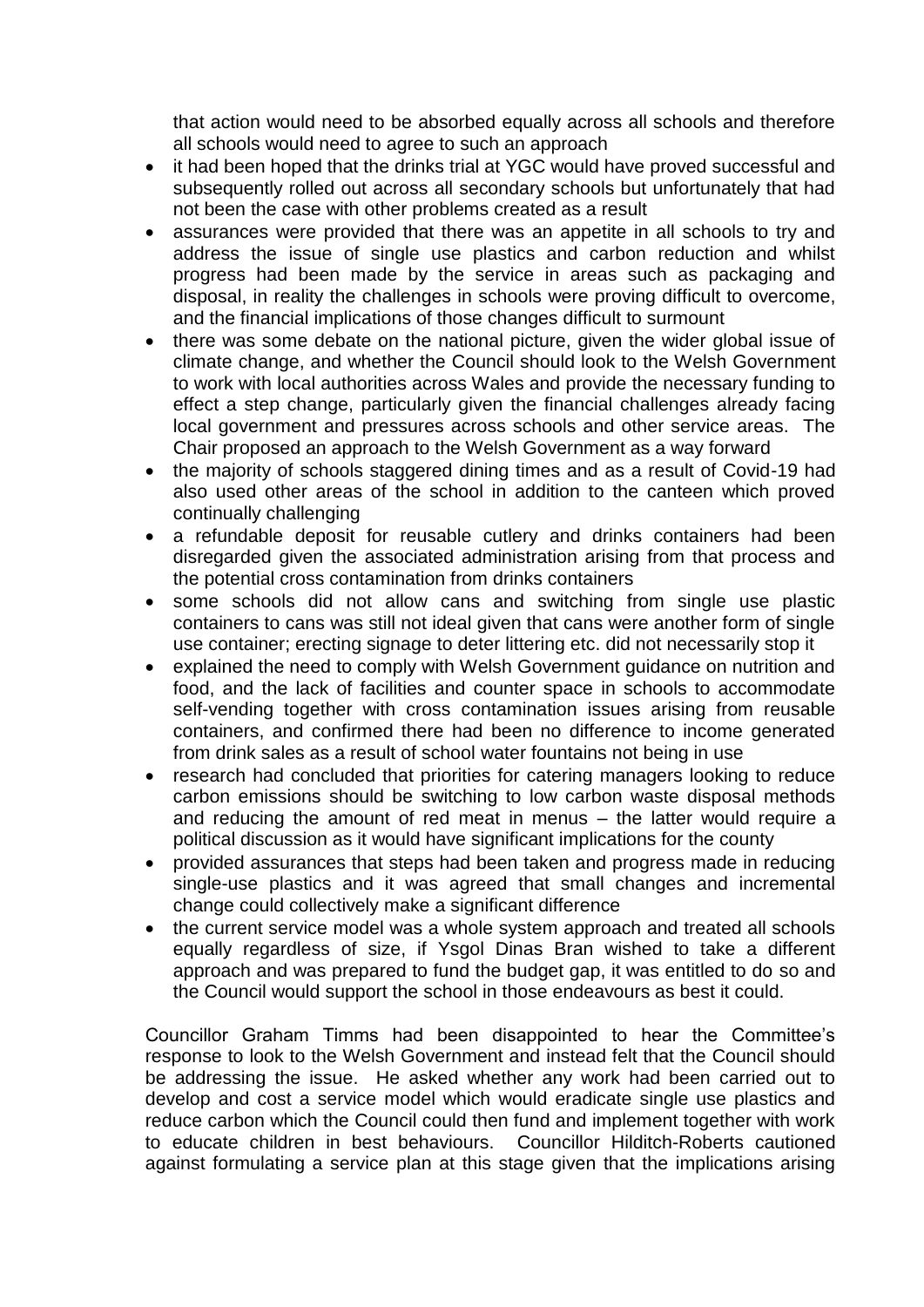that action would need to be absorbed equally across all schools and therefore all schools would need to agree to such an approach

- it had been hoped that the drinks trial at YGC would have proved successful and subsequently rolled out across all secondary schools but unfortunately that had not been the case with other problems created as a result
- assurances were provided that there was an appetite in all schools to try and address the issue of single use plastics and carbon reduction and whilst progress had been made by the service in areas such as packaging and disposal, in reality the challenges in schools were proving difficult to overcome, and the financial implications of those changes difficult to surmount
- there was some debate on the national picture, given the wider global issue of climate change, and whether the Council should look to the Welsh Government to work with local authorities across Wales and provide the necessary funding to effect a step change, particularly given the financial challenges already facing local government and pressures across schools and other service areas. The Chair proposed an approach to the Welsh Government as a way forward
- the majority of schools staggered dining times and as a result of Covid-19 had also used other areas of the school in addition to the canteen which proved continually challenging
- a refundable deposit for reusable cutlery and drinks containers had been disregarded given the associated administration arising from that process and the potential cross contamination from drinks containers
- some schools did not allow cans and switching from single use plastic containers to cans was still not ideal given that cans were another form of single use container; erecting signage to deter littering etc. did not necessarily stop it
- explained the need to comply with Welsh Government guidance on nutrition and food, and the lack of facilities and counter space in schools to accommodate self-vending together with cross contamination issues arising from reusable containers, and confirmed there had been no difference to income generated from drink sales as a result of school water fountains not being in use
- research had concluded that priorities for catering managers looking to reduce carbon emissions should be switching to low carbon waste disposal methods and reducing the amount of red meat in menus – the latter would require a political discussion as it would have significant implications for the county
- provided assurances that steps had been taken and progress made in reducing single-use plastics and it was agreed that small changes and incremental change could collectively make a significant difference
- the current service model was a whole system approach and treated all schools equally regardless of size, if Ysgol Dinas Bran wished to take a different approach and was prepared to fund the budget gap, it was entitled to do so and the Council would support the school in those endeavours as best it could.

Councillor Graham Timms had been disappointed to hear the Committee's response to look to the Welsh Government and instead felt that the Council should be addressing the issue. He asked whether any work had been carried out to develop and cost a service model which would eradicate single use plastics and reduce carbon which the Council could then fund and implement together with work to educate children in best behaviours. Councillor Hilditch-Roberts cautioned against formulating a service plan at this stage given that the implications arising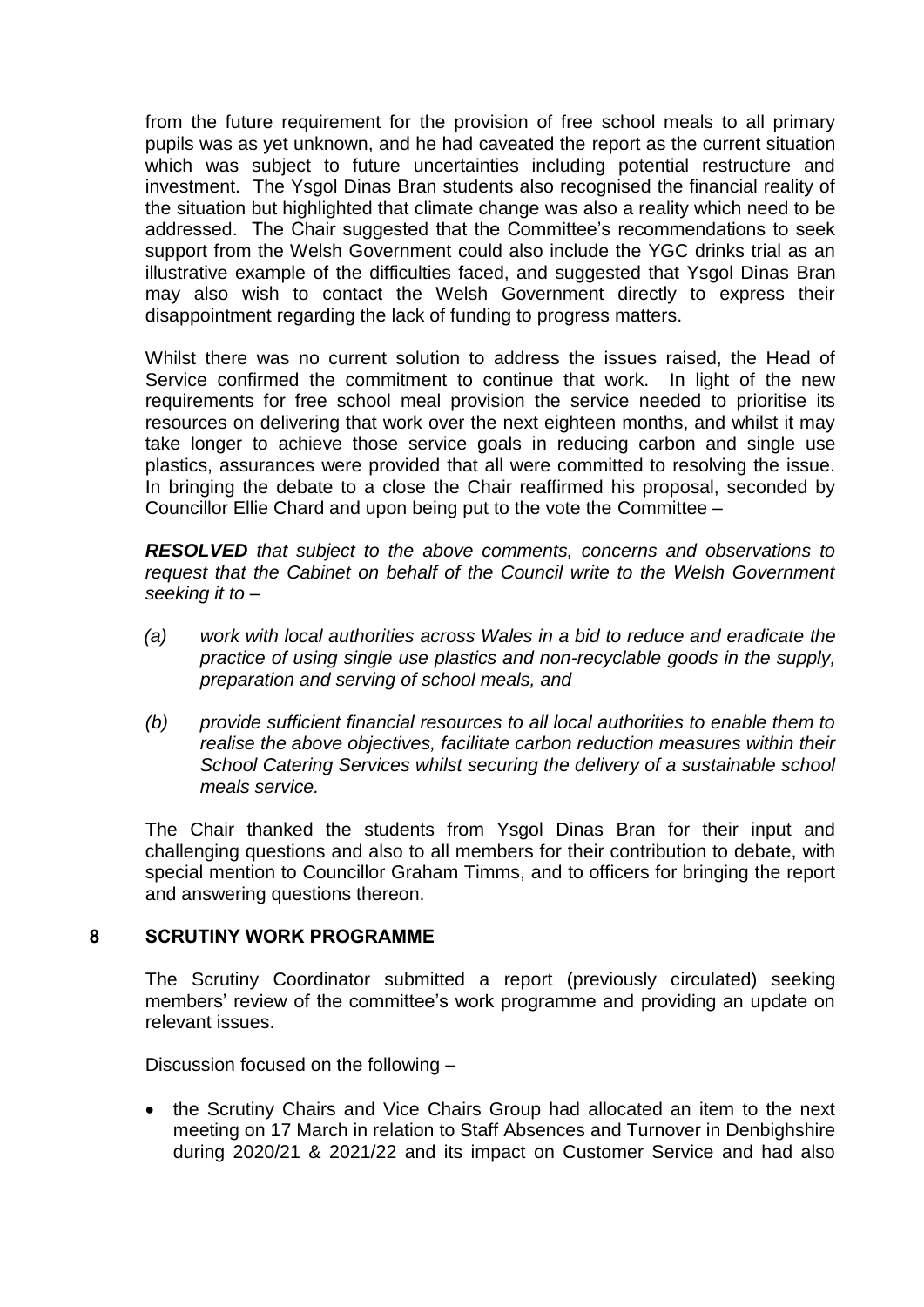from the future requirement for the provision of free school meals to all primary pupils was as yet unknown, and he had caveated the report as the current situation which was subject to future uncertainties including potential restructure and investment. The Ysgol Dinas Bran students also recognised the financial reality of the situation but highlighted that climate change was also a reality which need to be addressed. The Chair suggested that the Committee's recommendations to seek support from the Welsh Government could also include the YGC drinks trial as an illustrative example of the difficulties faced, and suggested that Ysgol Dinas Bran may also wish to contact the Welsh Government directly to express their disappointment regarding the lack of funding to progress matters.

Whilst there was no current solution to address the issues raised, the Head of Service confirmed the commitment to continue that work. In light of the new requirements for free school meal provision the service needed to prioritise its resources on delivering that work over the next eighteen months, and whilst it may take longer to achieve those service goals in reducing carbon and single use plastics, assurances were provided that all were committed to resolving the issue. In bringing the debate to a close the Chair reaffirmed his proposal, seconded by Councillor Ellie Chard and upon being put to the vote the Committee –

***RESOLVED*** *that subject to the above comments, concerns and observations to request that the Cabinet on behalf of the Council write to the Welsh Government seeking it to –*

*(a) work with local authorities across Wales in a bid to reduce and eradicate the practice of using single use plastics and non-recyclable goods in the supply, preparation and serving of school meals, and*

*(b) provide sufficient financial resources to all local authorities to enable them to realise the above objectives, facilitate carbon reduction measures within their School Catering Services whilst securing the delivery of a sustainable school meals service.*

The Chair thanked the students from Ysgol Dinas Bran for their input and challenging questions and also to all members for their contribution to debate, with special mention to Councillor Graham Timms, and to officers for bringing the report and answering questions thereon.

## 8 SCRUTINY WORK PROGRAMME

The Scrutiny Coordinator submitted a report (previously circulated) seeking members' review of the committee's work programme and providing an update on relevant issues.

Discussion focused on the following –

- the Scrutiny Chairs and Vice Chairs Group had allocated an item to the next meeting on 17 March in relation to Staff Absences and Turnover in Denbighshire during 2020/21 & 2021/22 and its impact on Customer Service and had also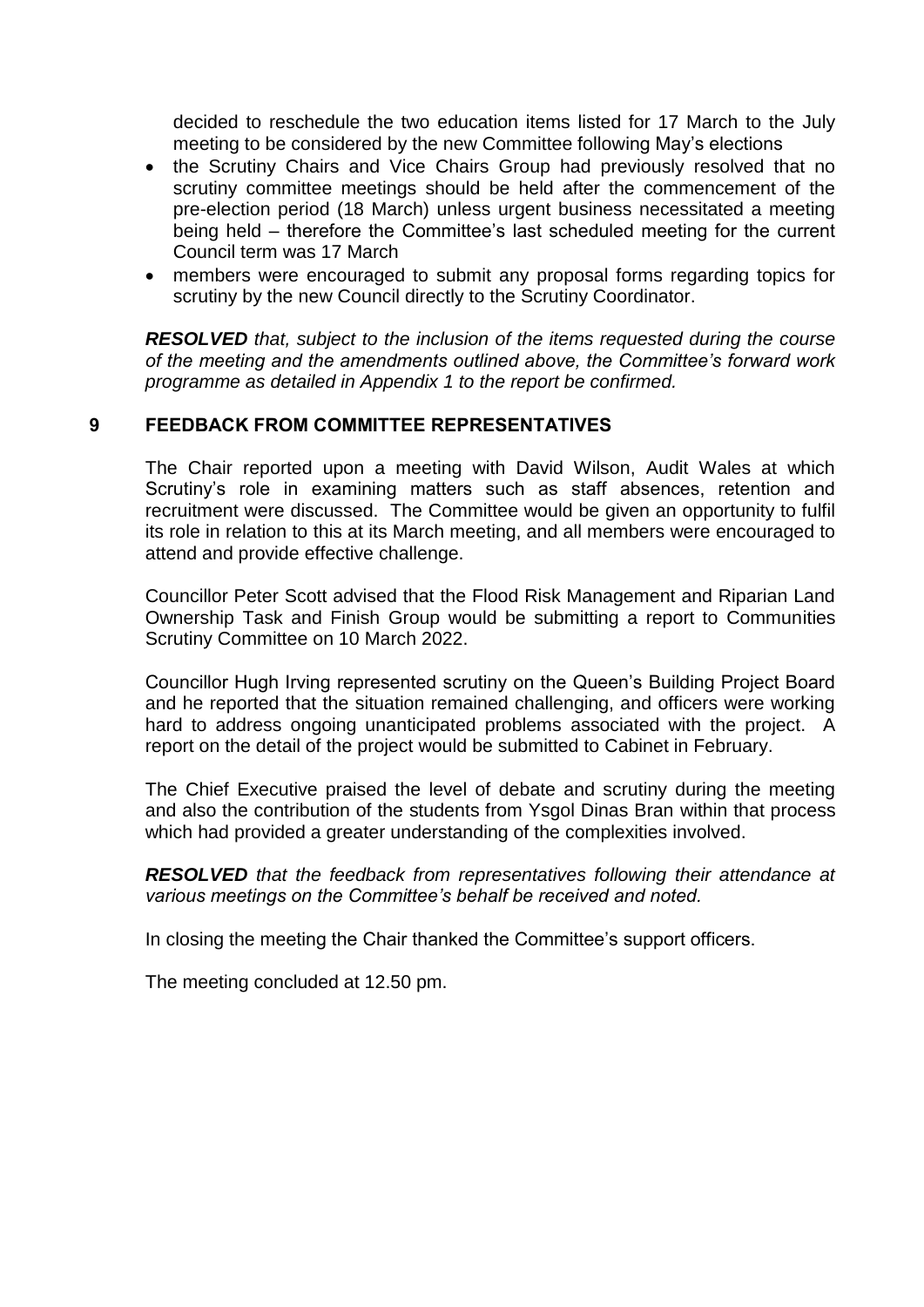decided to reschedule the two education items listed for 17 March to the July meeting to be considered by the new Committee following May's elections

- the Scrutiny Chairs and Vice Chairs Group had previously resolved that no scrutiny committee meetings should be held after the commencement of the pre-election period (18 March) unless urgent business necessitated a meeting being held – therefore the Committee's last scheduled meeting for the current Council term was 17 March
- members were encouraged to submit any proposal forms regarding topics for scrutiny by the new Council directly to the Scrutiny Coordinator.

***RESOLVED*** *that, subject to the inclusion of the items requested during the course of the meeting and the amendments outlined above, the Committee's forward work programme as detailed in Appendix 1 to the report be confirmed.*

## 9 FEEDBACK FROM COMMITTEE REPRESENTATIVES

The Chair reported upon a meeting with David Wilson, Audit Wales at which Scrutiny's role in examining matters such as staff absences, retention and recruitment were discussed. The Committee would be given an opportunity to fulfil its role in relation to this at its March meeting, and all members were encouraged to attend and provide effective challenge.

Councillor Peter Scott advised that the Flood Risk Management and Riparian Land Ownership Task and Finish Group would be submitting a report to Communities Scrutiny Committee on 10 March 2022.

Councillor Hugh Irving represented scrutiny on the Queen's Building Project Board and he reported that the situation remained challenging, and officers were working hard to address ongoing unanticipated problems associated with the project. A report on the detail of the project would be submitted to Cabinet in February.

The Chief Executive praised the level of debate and scrutiny during the meeting and also the contribution of the students from Ysgol Dinas Bran within that process which had provided a greater understanding of the complexities involved.

***RESOLVED*** *that the feedback from representatives following their attendance at various meetings on the Committee's behalf be received and noted.*

In closing the meeting the Chair thanked the Committee's support officers.

The meeting concluded at 12.50 pm.